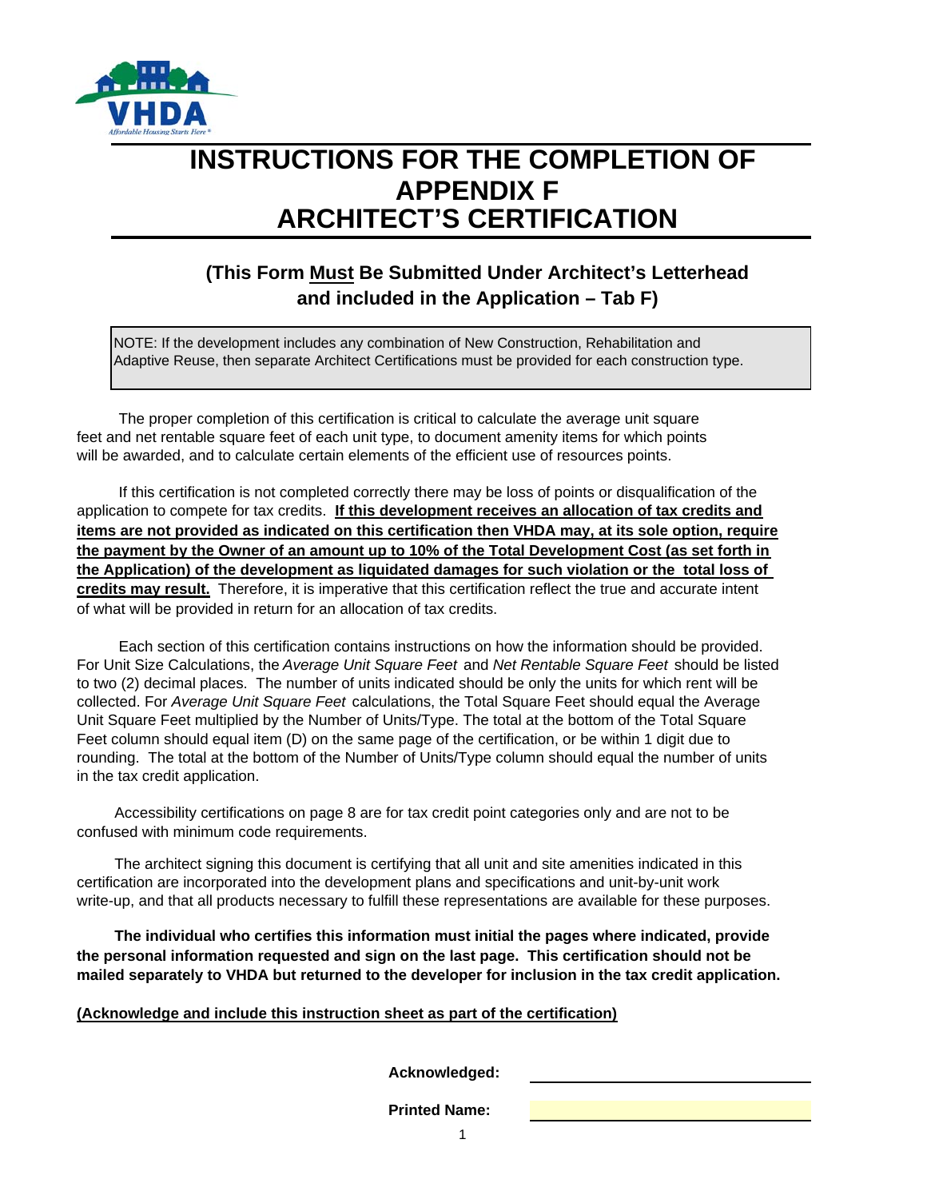# INSTRUCTIONS FOR THE COMPLETION OF APPENDIX F ARCHITECT'S CERTIFICATION

### (This Form Must Be Submitted Under Architect's Letterhead and included in the Application – Tab F)

NOTE: If the development includes any combination of New Construction, Rehabilitation and Adaptive Reuse, then separate Architect Certifications must be provided for each construction type.

The proper completion of this certification is critical to calculate the average unit square feet and net rentable square feet of each unit type, to document amenity items for which points will be awarded, and to calculate certain elements of the efficient use of resources points.

If this certification is not completed correctly there may be loss of points or disqualification of the application to compete for tax credits. **If this development receives an allocation of tax credits and items are not provided as indicated on this certification then VHDA may, at its sole option, require the payment by the Owner of an amount up to 10% of the Total Development Cost (as set forth in the Application) of the development as liquidated damages for such violation or the total loss of credits may result.** Therefore, it is imperative that this certification reflect the true and accurate intent of what will be provided in return for an allocation of tax credits.

Each section of this certification contains instructions on how the information should be provided. For Unit Size Calculations, the *Average Unit Square Feet* and *Net Rentable Square Feet* should be listed to two (2) decimal places. The number of units indicated should be only the units for which rent will be collected. For *Average Unit Square Feet* calculations, the Total Square Feet should equal the Average Unit Square Feet multiplied by the Number of Units/Type. The total at the bottom of the Total Square Feet column should equal item (D) on the same page of the certification, or be within 1 digit due to rounding. The total at the bottom of the Number of Units/Type column should equal the number of units in the tax credit application.

Accessibility certifications on page 8 are for tax credit point categories only and are not to be confused with minimum code requirements.

The architect signing this document is certifying that all unit and site amenities indicated in this certification are incorporated into the development plans and specifications and unit-by-unit work write-up, and that all products necessary to fulfill these representations are available for these purposes.

**The individual who certifies this information must initial the pages where indicated, provide the personal information requested and sign on the last page. This certification should not be mailed separately to VHDA but returned to the developer for inclusion in the tax credit application.**

**(Acknowledge and include this instruction sheet as part of the certification)**

**Acknowledged:** ____________________

**Printed Name:** ____________________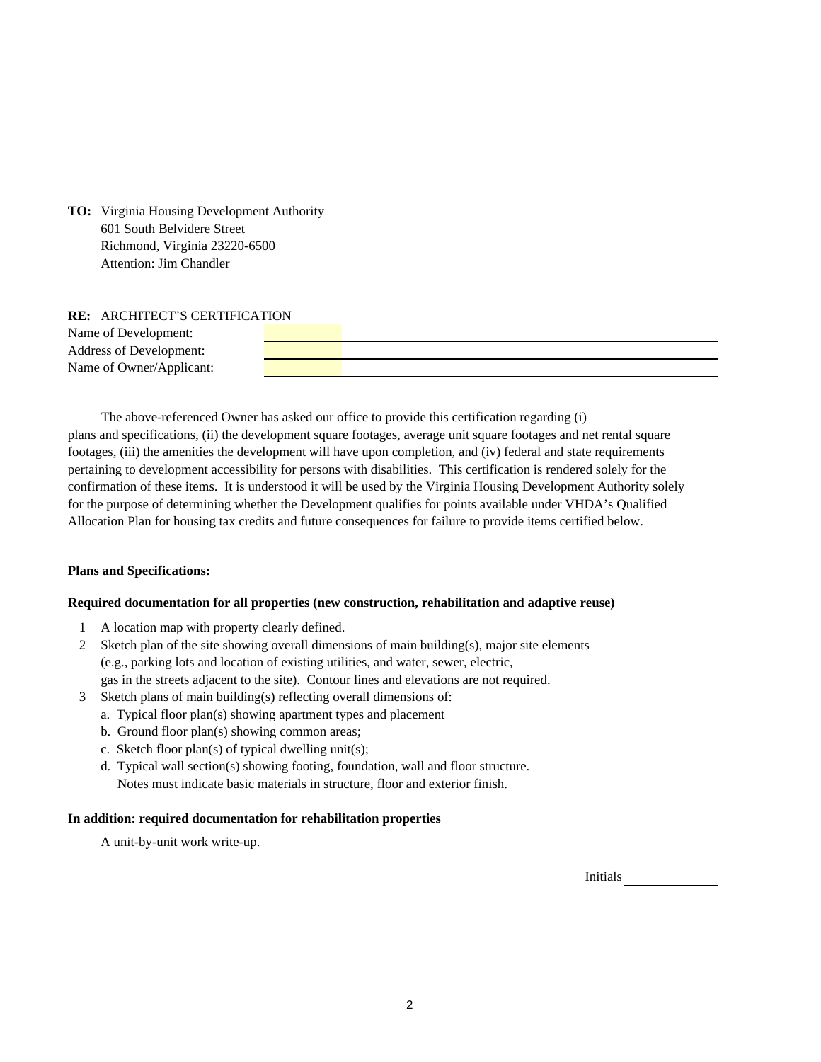**TO:** Virginia Housing Development Authority
601 South Belvidere Street
Richmond, Virginia 23220-6500
Attention: Jim Chandler

**RE:** ARCHITECT'S CERTIFICATION

| | |
|---|---|
| Name of Development: | |
| Address of Development: | |
| Name of Owner/Applicant: | |

The above-referenced Owner has asked our office to provide this certification regarding (i) plans and specifications, (ii) the development square footages, average unit square footages and net rental square footages, (iii) the amenities the development will have upon completion, and (iv) federal and state requirements pertaining to development accessibility for persons with disabilities. This certification is rendered solely for the confirmation of these items. It is understood it will be used by the Virginia Housing Development Authority solely for the purpose of determining whether the Development qualifies for points available under VHDA's Qualified Allocation Plan for housing tax credits and future consequences for failure to provide items certified below.

**Plans and Specifications:**

**Required documentation for all properties (new construction, rehabilitation and adaptive reuse)**

1. A location map with property clearly defined.
2. Sketch plan of the site showing overall dimensions of main building(s), major site elements (e.g., parking lots and location of existing utilities, and water, sewer, electric, gas in the streets adjacent to the site). Contour lines and elevations are not required.
3. Sketch plans of main building(s) reflecting overall dimensions of:
   a. Typical floor plan(s) showing apartment types and placement
   b. Ground floor plan(s) showing common areas;
   c. Sketch floor plan(s) of typical dwelling unit(s);
   d. Typical wall section(s) showing footing, foundation, wall and floor structure. Notes must indicate basic materials in structure, floor and exterior finish.

**In addition: required documentation for rehabilitation properties**

A unit-by-unit work write-up.

Initials ____________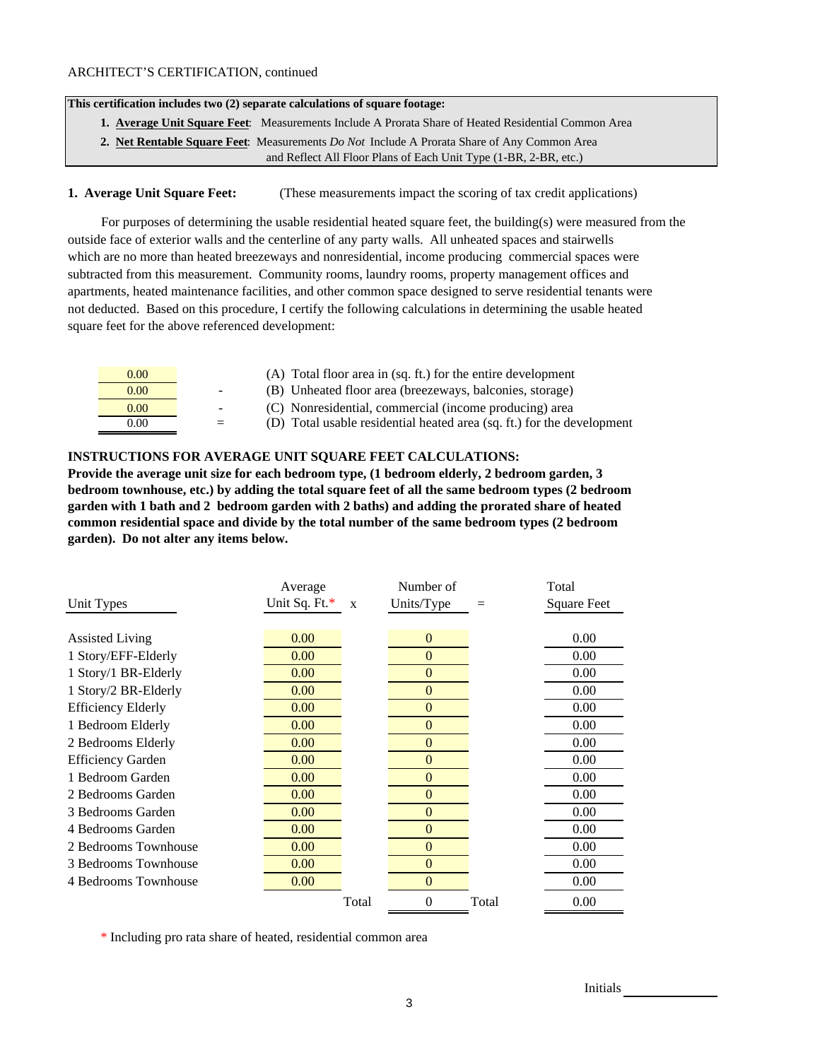ARCHITECT'S CERTIFICATION, continued

**This certification includes two (2) separate calculations of square footage:**

1. **Average Unit Square Feet**: Measurements Include A Prorata Share of Heated Residential Common Area
2. **Net Rentable Square Feet**: Measurements *Do Not* Include A Prorata Share of Any Common Area and Reflect All Floor Plans of Each Unit Type (1-BR, 2-BR, etc.)

**1. Average Unit Square Feet:** (These measurements impact the scoring of tax credit applications)

For purposes of determining the usable residential heated square feet, the building(s) were measured from the outside face of exterior walls and the centerline of any party walls. All unheated spaces and stairwells which are no more than heated breezeways and nonresidential, income producing commercial spaces were subtracted from this measurement. Community rooms, laundry rooms, property management offices and apartments, heated maintenance facilities, and other common space designed to serve residential tenants were not deducted. Based on this procedure, I certify the following calculations in determining the usable heated square feet for the above referenced development:

| | | |
|---|---|---|
| 0.00 | | (A) Total floor area in (sq. ft.) for the entire development |
| 0.00 | - | (B) Unheated floor area (breezeways, balconies, storage) |
| 0.00 | - | (C) Nonresidential, commercial (income producing) area |
| 0.00 | = | (D) Total usable residential heated area (sq. ft.) for the development |

**INSTRUCTIONS FOR AVERAGE UNIT SQUARE FEET CALCULATIONS:**
**Provide the average unit size for each bedroom type, (1 bedroom elderly, 2 bedroom garden, 3 bedroom townhouse, etc.) by adding the total square feet of all the same bedroom types (2 bedroom garden with 1 bath and 2 bedroom garden with 2 baths) and adding the prorated share of heated common residential space and divide by the total number of the same bedroom types (2 bedroom garden). Do not alter any items below.**

| Unit Types | Average Unit Sq. Ft.* | x | Number of Units/Type | = | Total Square Feet |
|---|---|---|---|---|---|
| Assisted Living | 0.00 | | 0 | | 0.00 |
| 1 Story/EFF-Elderly | 0.00 | | 0 | | 0.00 |
| 1 Story/1 BR-Elderly | 0.00 | | 0 | | 0.00 |
| 1 Story/2 BR-Elderly | 0.00 | | 0 | | 0.00 |
| Efficiency Elderly | 0.00 | | 0 | | 0.00 |
| 1 Bedroom Elderly | 0.00 | | 0 | | 0.00 |
| 2 Bedrooms Elderly | 0.00 | | 0 | | 0.00 |
| Efficiency Garden | 0.00 | | 0 | | 0.00 |
| 1 Bedroom Garden | 0.00 | | 0 | | 0.00 |
| 2 Bedrooms Garden | 0.00 | | 0 | | 0.00 |
| 3 Bedrooms Garden | 0.00 | | 0 | | 0.00 |
| 4 Bedrooms Garden | 0.00 | | 0 | | 0.00 |
| 2 Bedrooms Townhouse | 0.00 | | 0 | | 0.00 |
| 3 Bedrooms Townhouse | 0.00 | | 0 | | 0.00 |
| 4 Bedrooms Townhouse | 0.00 | | 0 | | 0.00 |
| | | Total | 0 | Total | 0.00 |

\* Including pro rata share of heated, residential common area

Initials \_\_\_\_\_\_\_\_\_\_\_\_\_\_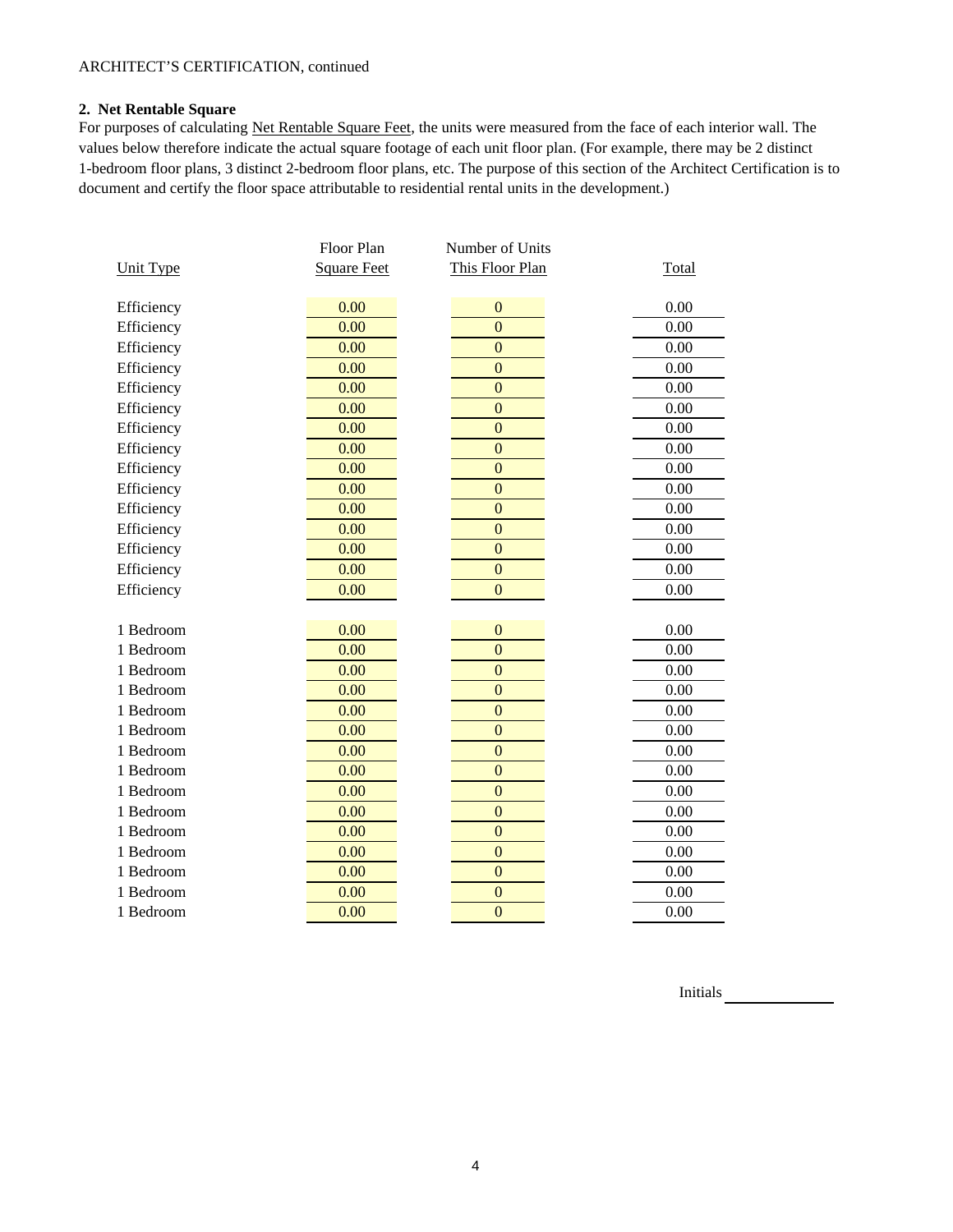ARCHITECT'S CERTIFICATION, continued

**2. Net Rentable Square**

For purposes of calculating Net Rentable Square Feet, the units were measured from the face of each interior wall. The values below therefore indicate the actual square footage of each unit floor plan. (For example, there may be 2 distinct 1-bedroom floor plans, 3 distinct 2-bedroom floor plans, etc. The purpose of this section of the Architect Certification is to document and certify the floor space attributable to residential rental units in the development.)

| Unit Type | Floor Plan Square Feet | Number of Units This Floor Plan | Total |
|---|---|---|---|
| Efficiency | 0.00 | 0 | 0.00 |
| Efficiency | 0.00 | 0 | 0.00 |
| Efficiency | 0.00 | 0 | 0.00 |
| Efficiency | 0.00 | 0 | 0.00 |
| Efficiency | 0.00 | 0 | 0.00 |
| Efficiency | 0.00 | 0 | 0.00 |
| Efficiency | 0.00 | 0 | 0.00 |
| Efficiency | 0.00 | 0 | 0.00 |
| Efficiency | 0.00 | 0 | 0.00 |
| Efficiency | 0.00 | 0 | 0.00 |
| Efficiency | 0.00 | 0 | 0.00 |
| Efficiency | 0.00 | 0 | 0.00 |
| Efficiency | 0.00 | 0 | 0.00 |
| Efficiency | 0.00 | 0 | 0.00 |
| Efficiency | 0.00 | 0 | 0.00 |
| 1 Bedroom | 0.00 | 0 | 0.00 |
| 1 Bedroom | 0.00 | 0 | 0.00 |
| 1 Bedroom | 0.00 | 0 | 0.00 |
| 1 Bedroom | 0.00 | 0 | 0.00 |
| 1 Bedroom | 0.00 | 0 | 0.00 |
| 1 Bedroom | 0.00 | 0 | 0.00 |
| 1 Bedroom | 0.00 | 0 | 0.00 |
| 1 Bedroom | 0.00 | 0 | 0.00 |
| 1 Bedroom | 0.00 | 0 | 0.00 |
| 1 Bedroom | 0.00 | 0 | 0.00 |
| 1 Bedroom | 0.00 | 0 | 0.00 |
| 1 Bedroom | 0.00 | 0 | 0.00 |
| 1 Bedroom | 0.00 | 0 | 0.00 |
| 1 Bedroom | 0.00 | 0 | 0.00 |
| 1 Bedroom | 0.00 | 0 | 0.00 |

Initials ______________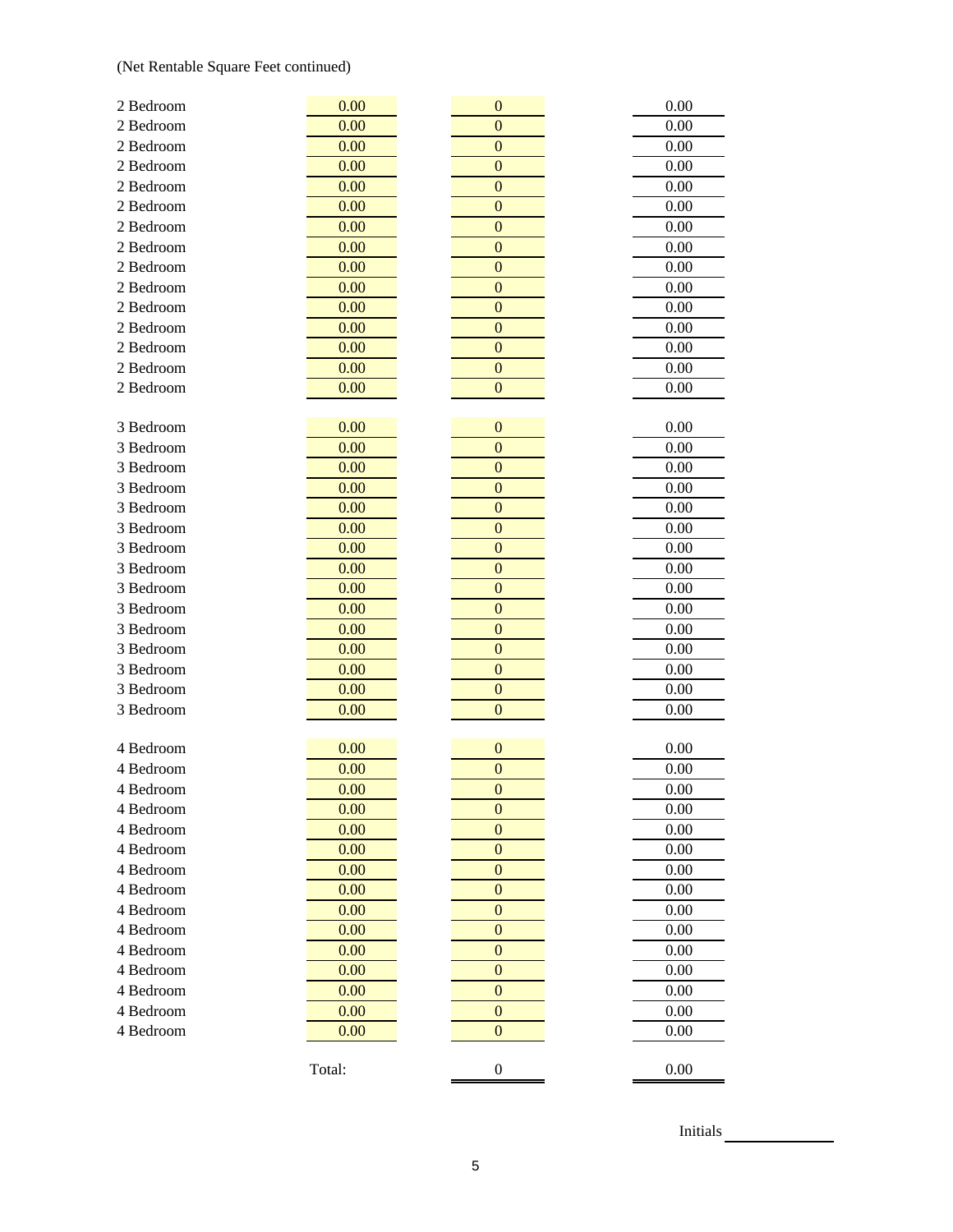(Net Rentable Square Feet continued)

| | | | |
|---|---|---|---|
| 2 Bedroom | 0.00 | 0 | 0.00 |
| 2 Bedroom | 0.00 | 0 | 0.00 |
| 2 Bedroom | 0.00 | 0 | 0.00 |
| 2 Bedroom | 0.00 | 0 | 0.00 |
| 2 Bedroom | 0.00 | 0 | 0.00 |
| 2 Bedroom | 0.00 | 0 | 0.00 |
| 2 Bedroom | 0.00 | 0 | 0.00 |
| 2 Bedroom | 0.00 | 0 | 0.00 |
| 2 Bedroom | 0.00 | 0 | 0.00 |
| 2 Bedroom | 0.00 | 0 | 0.00 |
| 2 Bedroom | 0.00 | 0 | 0.00 |
| 2 Bedroom | 0.00 | 0 | 0.00 |
| 2 Bedroom | 0.00 | 0 | 0.00 |
| 2 Bedroom | 0.00 | 0 | 0.00 |
| 2 Bedroom | 0.00 | 0 | 0.00 |
| 3 Bedroom | 0.00 | 0 | 0.00 |
| 3 Bedroom | 0.00 | 0 | 0.00 |
| 3 Bedroom | 0.00 | 0 | 0.00 |
| 3 Bedroom | 0.00 | 0 | 0.00 |
| 3 Bedroom | 0.00 | 0 | 0.00 |
| 3 Bedroom | 0.00 | 0 | 0.00 |
| 3 Bedroom | 0.00 | 0 | 0.00 |
| 3 Bedroom | 0.00 | 0 | 0.00 |
| 3 Bedroom | 0.00 | 0 | 0.00 |
| 3 Bedroom | 0.00 | 0 | 0.00 |
| 3 Bedroom | 0.00 | 0 | 0.00 |
| 3 Bedroom | 0.00 | 0 | 0.00 |
| 3 Bedroom | 0.00 | 0 | 0.00 |
| 3 Bedroom | 0.00 | 0 | 0.00 |
| 3 Bedroom | 0.00 | 0 | 0.00 |
| 4 Bedroom | 0.00 | 0 | 0.00 |
| 4 Bedroom | 0.00 | 0 | 0.00 |
| 4 Bedroom | 0.00 | 0 | 0.00 |
| 4 Bedroom | 0.00 | 0 | 0.00 |
| 4 Bedroom | 0.00 | 0 | 0.00 |
| 4 Bedroom | 0.00 | 0 | 0.00 |
| 4 Bedroom | 0.00 | 0 | 0.00 |
| 4 Bedroom | 0.00 | 0 | 0.00 |
| 4 Bedroom | 0.00 | 0 | 0.00 |
| 4 Bedroom | 0.00 | 0 | 0.00 |
| 4 Bedroom | 0.00 | 0 | 0.00 |
| 4 Bedroom | 0.00 | 0 | 0.00 |
| 4 Bedroom | 0.00 | 0 | 0.00 |
| 4 Bedroom | 0.00 | 0 | 0.00 |
| 4 Bedroom | 0.00 | 0 | 0.00 |
| | Total: | 0 | 0.00 |

Initials \_\_\_\_\_\_\_\_\_\_\_\_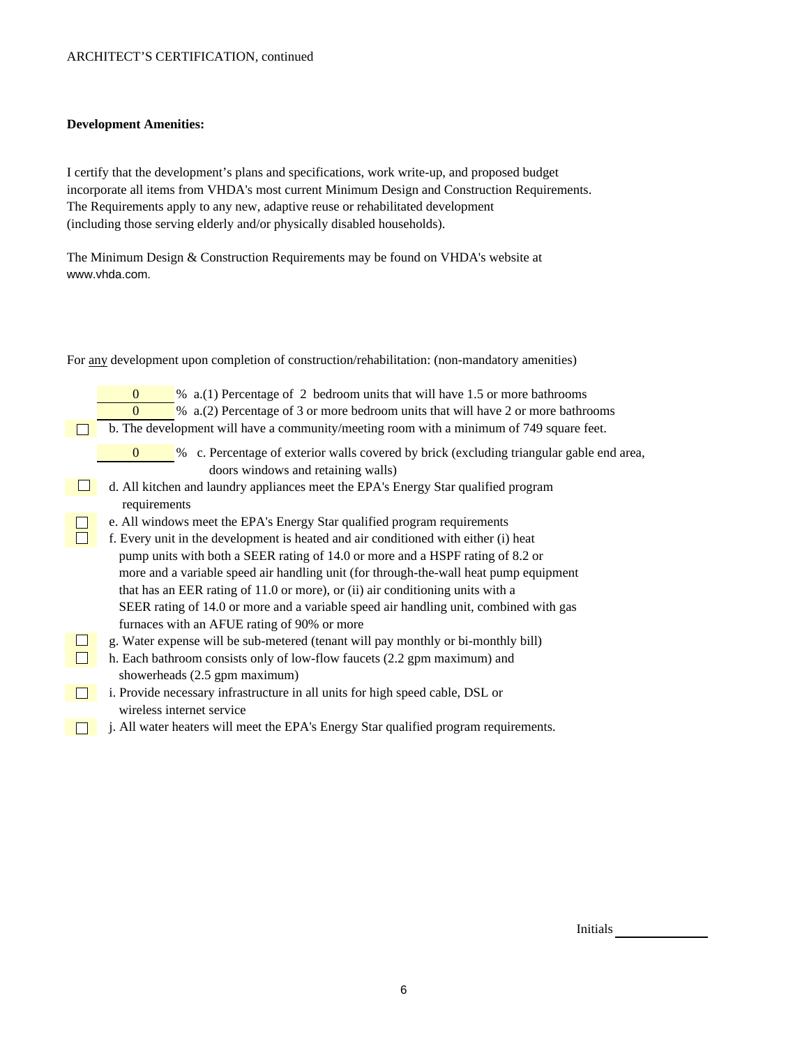ARCHITECT'S CERTIFICATION, continued

**Development Amenities:**

I certify that the development's plans and specifications, work write-up, and proposed budget incorporate all items from VHDA's most current Minimum Design and Construction Requirements. The Requirements apply to any new, adaptive reuse or rehabilitated development (including those serving elderly and/or physically disabled households).

The Minimum Design & Construction Requirements may be found on VHDA's website at www.vhda.com.

For any development upon completion of construction/rehabilitation: (non-mandatory amenities)

0 % a.(1) Percentage of 2 bedroom units that will have 1.5 or more bathrooms
0 % a.(2) Percentage of 3 or more bedroom units that will have 2 or more bathrooms
☐ b. The development will have a community/meeting room with a minimum of 749 square feet.
0 % c. Percentage of exterior walls covered by brick (excluding triangular gable end area, doors windows and retaining walls)
☐ d. All kitchen and laundry appliances meet the EPA's Energy Star qualified program requirements
☐ e. All windows meet the EPA's Energy Star qualified program requirements
☐ f. Every unit in the development is heated and air conditioned with either (i) heat pump units with both a SEER rating of 14.0 or more and a HSPF rating of 8.2 or more and a variable speed air handling unit (for through-the-wall heat pump equipment that has an EER rating of 11.0 or more), or (ii) air conditioning units with a SEER rating of 14.0 or more and a variable speed air handling unit, combined with gas furnaces with an AFUE rating of 90% or more
☐ g. Water expense will be sub-metered (tenant will pay monthly or bi-monthly bill)
☐ h. Each bathroom consists only of low-flow faucets (2.2 gpm maximum) and showerheads (2.5 gpm maximum)
☐ i. Provide necessary infrastructure in all units for high speed cable, DSL or wireless internet service
☐ j. All water heaters will meet the EPA's Energy Star qualified program requirements.

Initials ______________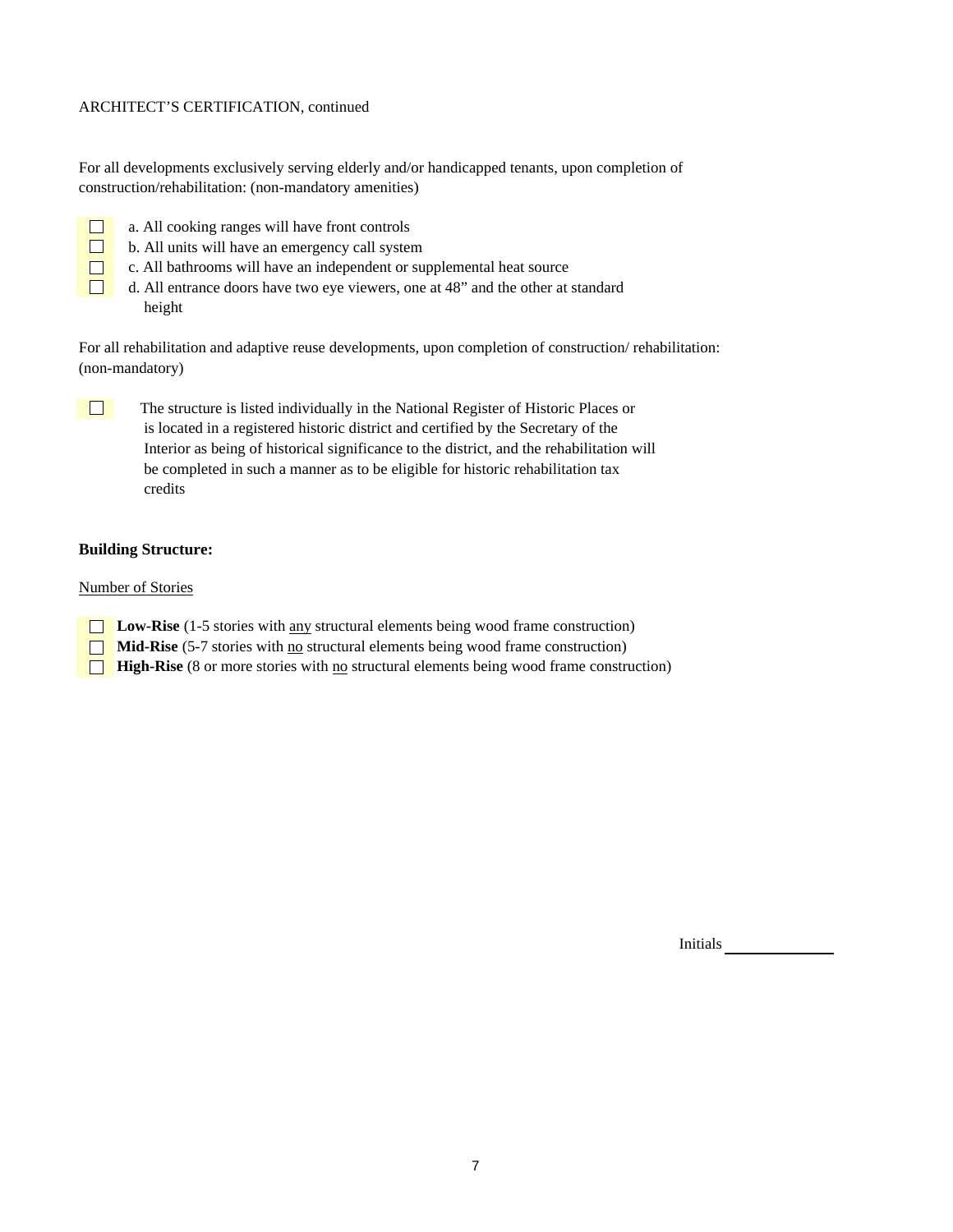ARCHITECT'S CERTIFICATION, continued

For all developments exclusively serving elderly and/or handicapped tenants, upon completion of construction/rehabilitation: (non-mandatory amenities)

- ☐ a. All cooking ranges will have front controls
- ☐ b. All units will have an emergency call system
- ☐ c. All bathrooms will have an independent or supplemental heat source
- ☐ d. All entrance doors have two eye viewers, one at 48" and the other at standard height

For all rehabilitation and adaptive reuse developments, upon completion of construction/ rehabilitation: (non-mandatory)

- ☐ The structure is listed individually in the National Register of Historic Places or is located in a registered historic district and certified by the Secretary of the Interior as being of historical significance to the district, and the rehabilitation will be completed in such a manner as to be eligible for historic rehabilitation tax credits

**Building Structure:**

Number of Stories

- ☐ **Low-Rise** (1-5 stories with any structural elements being wood frame construction)
- ☐ **Mid-Rise** (5-7 stories with no structural elements being wood frame construction)
- ☐ **High-Rise** (8 or more stories with no structural elements being wood frame construction)

Initials ______________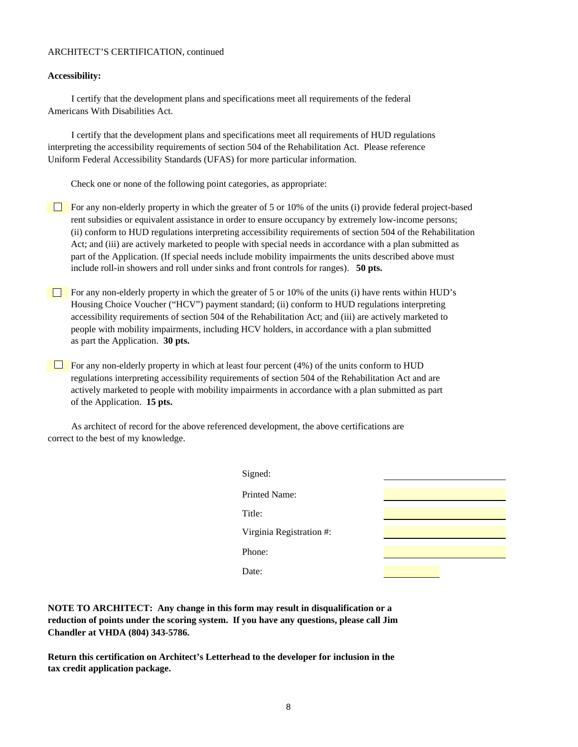ARCHITECT'S CERTIFICATION, continued

**Accessibility:**

I certify that the development plans and specifications meet all requirements of the federal Americans With Disabilities Act.

I certify that the development plans and specifications meet all requirements of HUD regulations interpreting the accessibility requirements of section 504 of the Rehabilitation Act. Please reference Uniform Federal Accessibility Standards (UFAS) for more particular information.

Check one or none of the following point categories, as appropriate:

☐ For any non-elderly property in which the greater of 5 or 10% of the units (i) provide federal project-based rent subsidies or equivalent assistance in order to ensure occupancy by extremely low-income persons; (ii) conform to HUD regulations interpreting accessibility requirements of section 504 of the Rehabilitation Act; and (iii) are actively marketed to people with special needs in accordance with a plan submitted as part of the Application. (If special needs include mobility impairments the units described above must include roll-in showers and roll under sinks and front controls for ranges). **50 pts.**

☐ For any non-elderly property in which the greater of 5 or 10% of the units (i) have rents within HUD's Housing Choice Voucher ("HCV") payment standard; (ii) conform to HUD regulations interpreting accessibility requirements of section 504 of the Rehabilitation Act; and (iii) are actively marketed to people with mobility impairments, including HCV holders, in accordance with a plan submitted as part the Application. **30 pts.**

☐ For any non-elderly property in which at least four percent (4%) of the units conform to HUD regulations interpreting accessibility requirements of section 504 of the Rehabilitation Act and are actively marketed to people with mobility impairments in accordance with a plan submitted as part of the Application. **15 pts.**

As architect of record for the above referenced development, the above certifications are correct to the best of my knowledge.

Signed: \_\_\_\_\_\_\_\_\_\_\_\_\_\_\_\_\_\_\_\_

Printed Name: \_\_\_\_\_\_\_\_\_\_\_\_\_\_\_\_\_\_\_\_

Title: \_\_\_\_\_\_\_\_\_\_\_\_\_\_\_\_\_\_\_\_

Virginia Registration #: \_\_\_\_\_\_\_\_\_\_\_\_\_\_\_\_\_\_\_\_

Phone: \_\_\_\_\_\_\_\_\_\_\_\_\_\_\_\_\_\_\_\_

Date: \_\_\_\_\_\_\_\_\_\_

**NOTE TO ARCHITECT: Any change in this form may result in disqualification or a reduction of points under the scoring system. If you have any questions, please call Jim Chandler at VHDA (804) 343-5786.**

**Return this certification on Architect's Letterhead to the developer for inclusion in the tax credit application package.**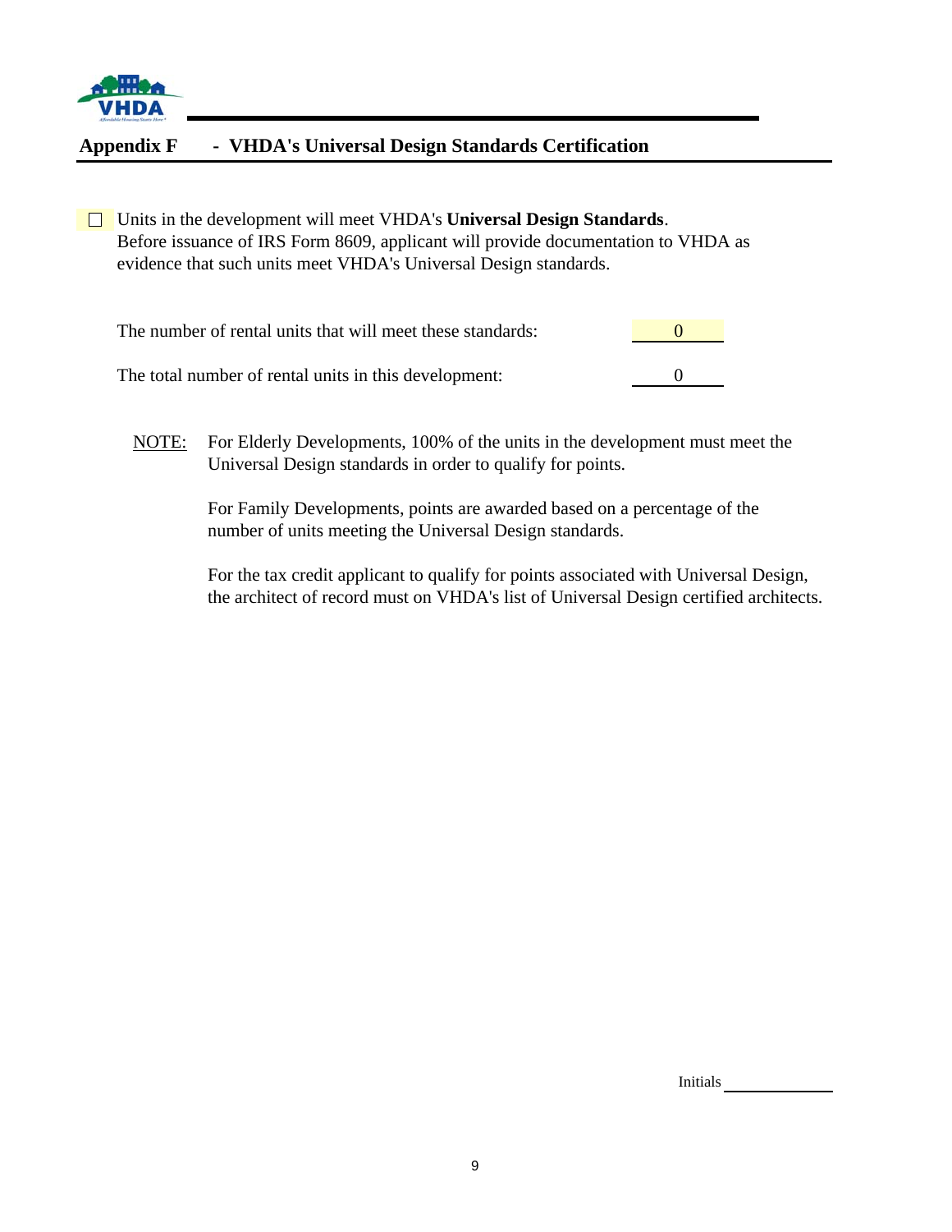## Appendix F - VHDA's Universal Design Standards Certification

☐ Units in the development will meet VHDA's **Universal Design Standards**. Before issuance of IRS Form 8609, applicant will provide documentation to VHDA as evidence that such units meet VHDA's Universal Design standards.

| | |
|---|---|
| The number of rental units that will meet these standards: | 0 |
| The total number of rental units in this development: | 0 |

NOTE: For Elderly Developments, 100% of the units in the development must meet the Universal Design standards in order to qualify for points.

For Family Developments, points are awarded based on a percentage of the number of units meeting the Universal Design standards.

For the tax credit applicant to qualify for points associated with Universal Design, the architect of record must on VHDA's list of Universal Design certified architects.

Initials ____________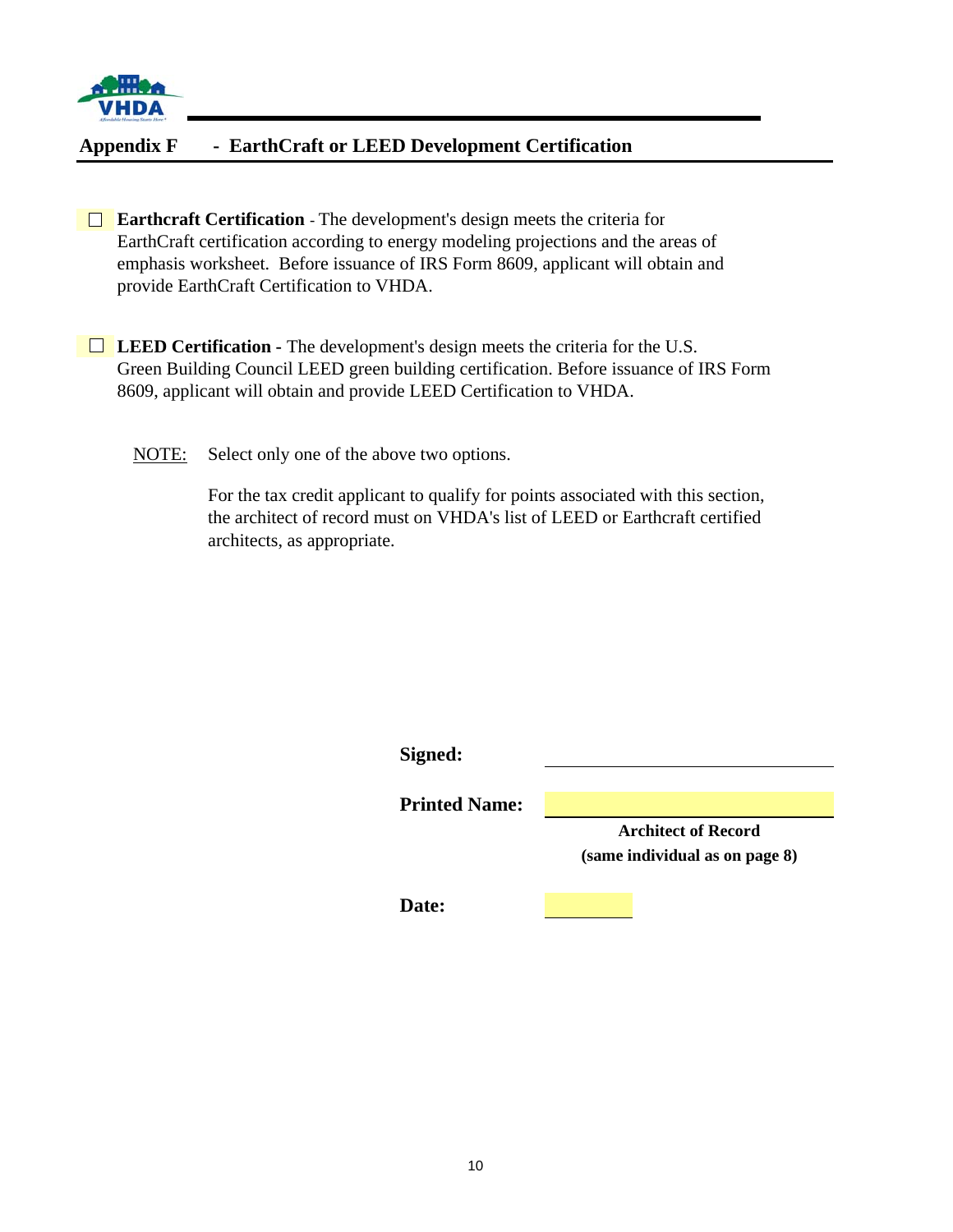## Appendix F - EarthCraft or LEED Development Certification

- ☐ **Earthcraft Certification** - The development's design meets the criteria for EarthCraft certification according to energy modeling projections and the areas of emphasis worksheet. Before issuance of IRS Form 8609, applicant will obtain and provide EarthCraft Certification to VHDA.

- ☐ **LEED Certification -** The development's design meets the criteria for the U.S. Green Building Council LEED green building certification. Before issuance of IRS Form 8609, applicant will obtain and provide LEED Certification to VHDA.

NOTE: Select only one of the above two options.

For the tax credit applicant to qualify for points associated with this section, the architect of record must on VHDA's list of LEED or Earthcraft certified architects, as appropriate.

**Signed:** ____________________

**Printed Name:** ____________________

**Architect of Record**
**(same individual as on page 8)**

**Date:** __________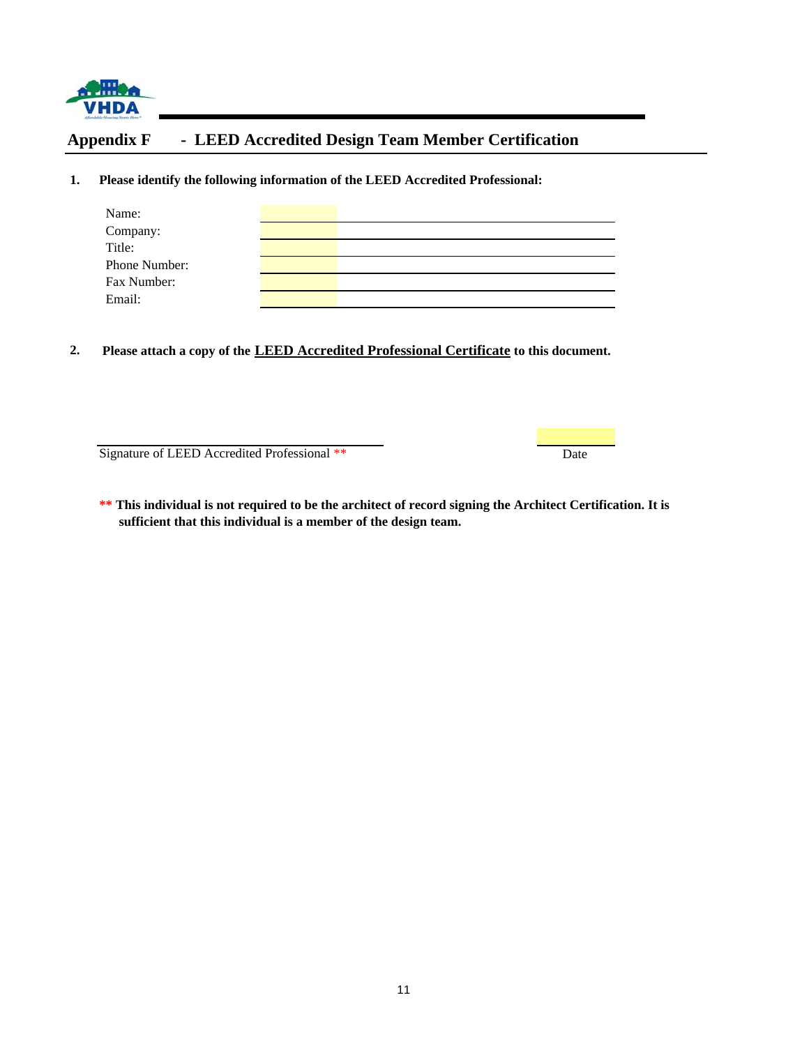## Appendix F - LEED Accredited Design Team Member Certification

**1. Please identify the following information of the LEED Accredited Professional:**

| | |
|---|---|
| Name: | |
| Company: | |
| Title: | |
| Phone Number: | |
| Fax Number: | |
| Email: | |

**2. Please attach a copy of the LEED Accredited Professional Certificate to this document.**

Signature of LEED Accredited Professional ** Date

**** This individual is not required to be the architect of record signing the Architect Certification. It is sufficient that this individual is a member of the design team.**